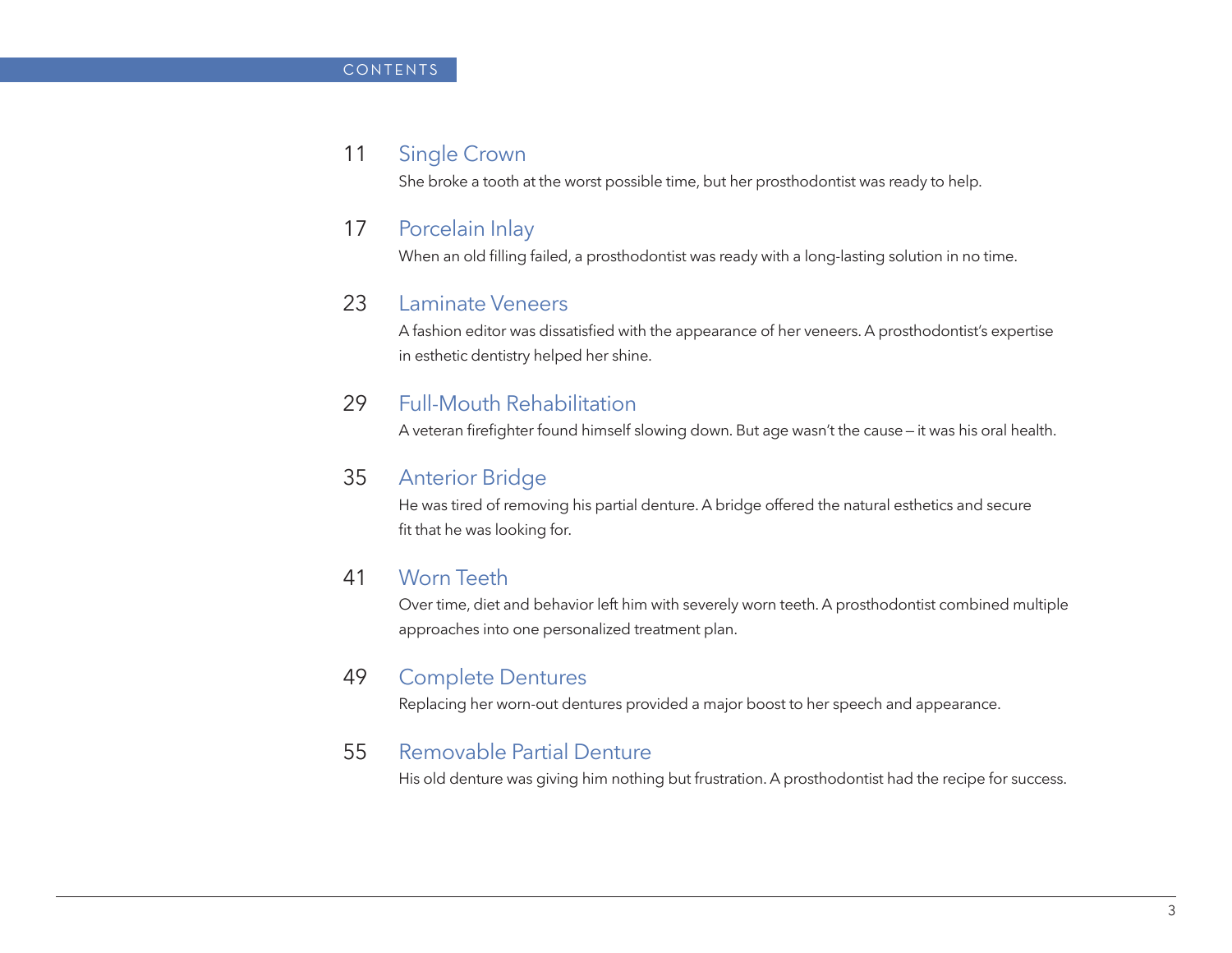# CONTENTS

11 **Single Crown**
She broke a tooth at the worst possible time, but her prosthodontist was ready to help.

17 **Porcelain Inlay**
When an old filling failed, a prosthodontist was ready with a long-lasting solution in no time.

23 **Laminate Veneers**
A fashion editor was dissatisfied with the appearance of her veneers. A prosthodontist's expertise in esthetic dentistry helped her shine.

29 **Full-Mouth Rehabilitation**
A veteran firefighter found himself slowing down. But age wasn't the cause – it was his oral health.

35 **Anterior Bridge**
He was tired of removing his partial denture. A bridge offered the natural esthetics and secure fit that he was looking for.

41 **Worn Teeth**
Over time, diet and behavior left him with severely worn teeth. A prosthodontist combined multiple approaches into one personalized treatment plan.

49 **Complete Dentures**
Replacing her worn-out dentures provided a major boost to her speech and appearance.

55 **Removable Partial Denture**
His old denture was giving him nothing but frustration. A prosthodontist had the recipe for success.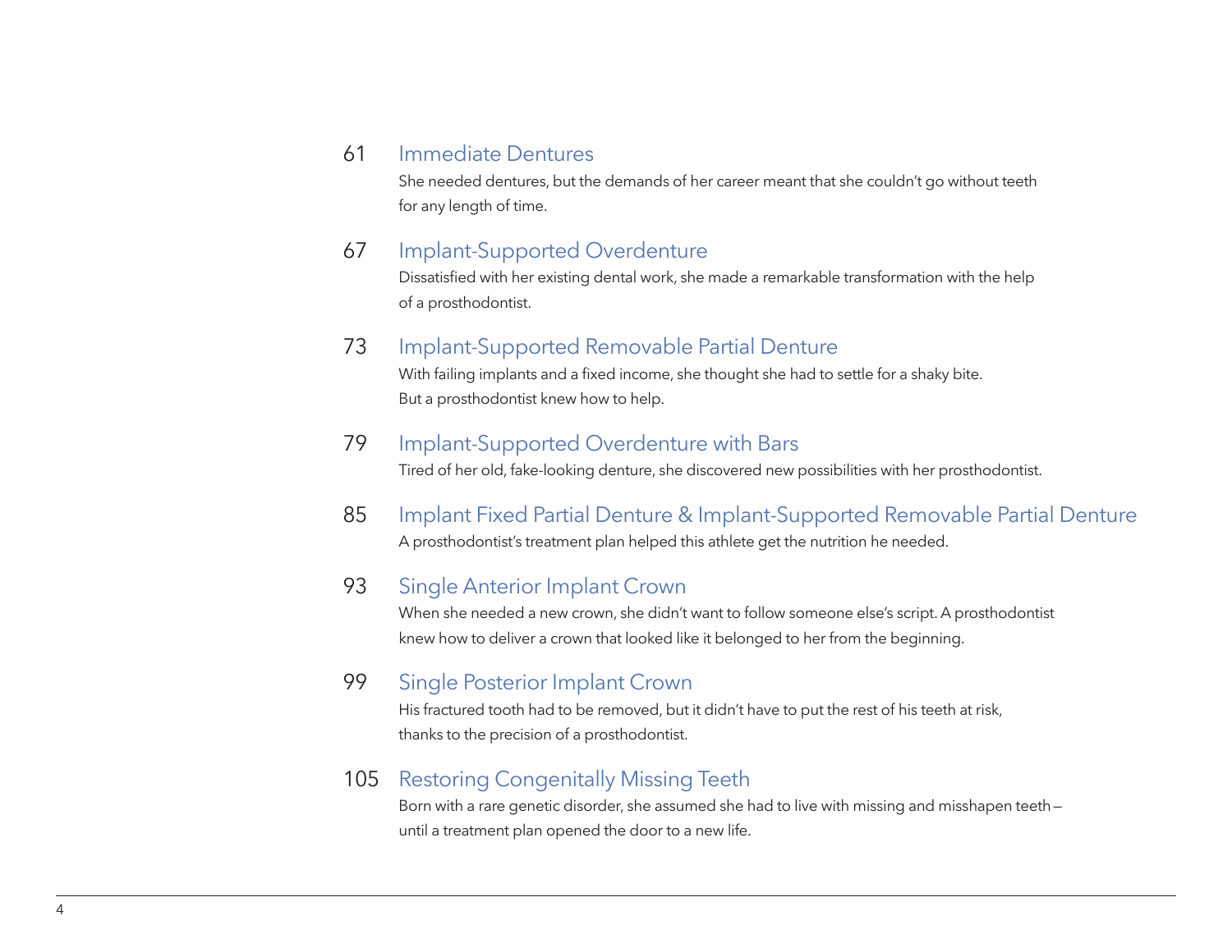61 **Immediate Dentures**
She needed dentures, but the demands of her career meant that she couldn't go without teeth for any length of time.

67 **Implant-Supported Overdenture**
Dissatisfied with her existing dental work, she made a remarkable transformation with the help of a prosthodontist.

73 **Implant-Supported Removable Partial Denture**
With failing implants and a fixed income, she thought she had to settle for a shaky bite. But a prosthodontist knew how to help.

79 **Implant-Supported Overdenture with Bars**
Tired of her old, fake-looking denture, she discovered new possibilities with her prosthodontist.

85 **Implant Fixed Partial Denture & Implant-Supported Removable Partial Denture**
A prosthodontist's treatment plan helped this athlete get the nutrition he needed.

93 **Single Anterior Implant Crown**
When she needed a new crown, she didn't want to follow someone else's script. A prosthodontist knew how to deliver a crown that looked like it belonged to her from the beginning.

99 **Single Posterior Implant Crown**
His fractured tooth had to be removed, but it didn't have to put the rest of his teeth at risk, thanks to the precision of a prosthodontist.

105 **Restoring Congenitally Missing Teeth**
Born with a rare genetic disorder, she assumed she had to live with missing and misshapen teeth — until a treatment plan opened the door to a new life.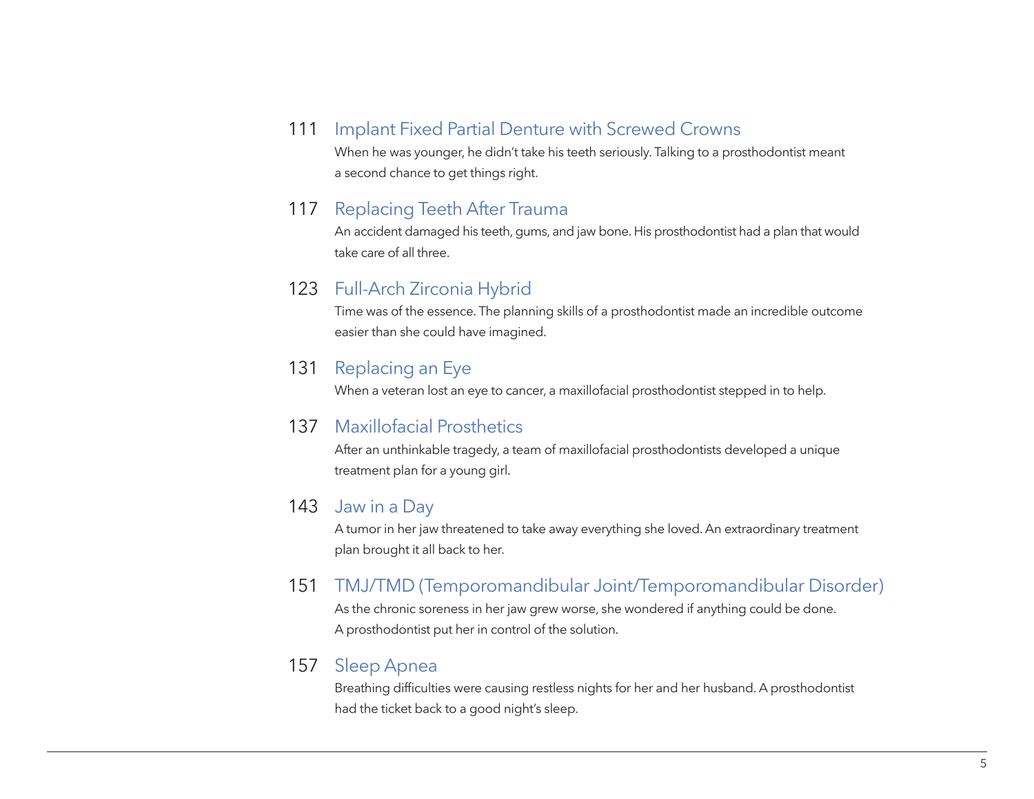111 Implant Fixed Partial Denture with Screwed Crowns

When he was younger, he didn't take his teeth seriously. Talking to a prosthodontist meant a second chance to get things right.

117 Replacing Teeth After Trauma

An accident damaged his teeth, gums, and jaw bone. His prosthodontist had a plan that would take care of all three.

123 Full-Arch Zirconia Hybrid

Time was of the essence. The planning skills of a prosthodontist made an incredible outcome easier than she could have imagined.

131 Replacing an Eye

When a veteran lost an eye to cancer, a maxillofacial prosthodontist stepped in to help.

137 Maxillofacial Prosthetics

After an unthinkable tragedy, a team of maxillofacial prosthodontists developed a unique treatment plan for a young girl.

143 Jaw in a Day

A tumor in her jaw threatened to take away everything she loved. An extraordinary treatment plan brought it all back to her.

151 TMJ/TMD (Temporomandibular Joint/Temporomandibular Disorder)

As the chronic soreness in her jaw grew worse, she wondered if anything could be done. A prosthodontist put her in control of the solution.

157 Sleep Apnea

Breathing difficulties were causing restless nights for her and her husband. A prosthodontist had the ticket back to a good night's sleep.